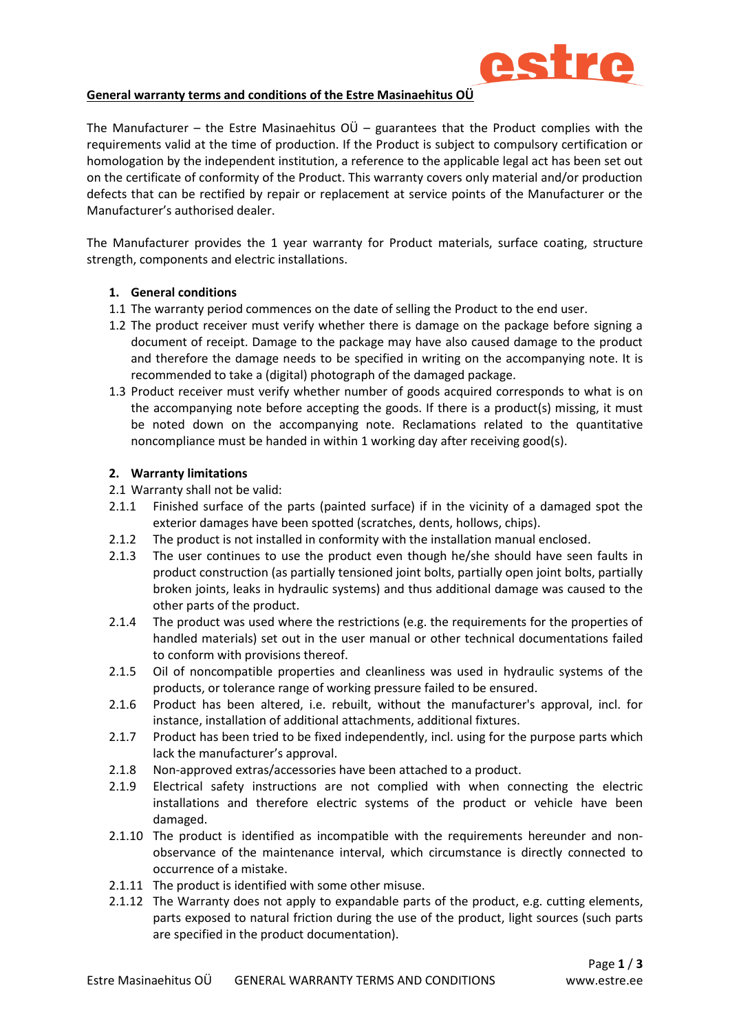## General warranty terms and conditions of the Estre Masinaehitus OÜ

The Manufacturer – the Estre Masinaehitus OÜ – guarantees that the Product complies with the requirements valid at the time of production. If the Product is subject to compulsory certification or homologation by the independent institution, a reference to the applicable legal act has been set out on the certificate of conformity of the Product. This warranty covers only material and/or production defects that can be rectified by repair or replacement at service points of the Manufacturer or the Manufacturer's authorised dealer.

The Manufacturer provides the 1 year warranty for Product materials, surface coating, structure strength, components and electric installations.

### 1. General conditions

1.1 The warranty period commences on the date of selling the Product to the end user.

1.2 The product receiver must verify whether there is damage on the package before signing a document of receipt. Damage to the package may have also caused damage to the product and therefore the damage needs to be specified in writing on the accompanying note. It is recommended to take a (digital) photograph of the damaged package.

1.3 Product receiver must verify whether number of goods acquired corresponds to what is on the accompanying note before accepting the goods. If there is a product(s) missing, it must be noted down on the accompanying note. Reclamations related to the quantitative noncompliance must be handed in within 1 working day after receiving good(s).

### 2. Warranty limitations

2.1 Warranty shall not be valid:

2.1.1 Finished surface of the parts (painted surface) if in the vicinity of a damaged spot the exterior damages have been spotted (scratches, dents, hollows, chips).

2.1.2 The product is not installed in conformity with the installation manual enclosed.

2.1.3 The user continues to use the product even though he/she should have seen faults in product construction (as partially tensioned joint bolts, partially open joint bolts, partially broken joints, leaks in hydraulic systems) and thus additional damage was caused to the other parts of the product.

2.1.4 The product was used where the restrictions (e.g. the requirements for the properties of handled materials) set out in the user manual or other technical documentations failed to conform with provisions thereof.

2.1.5 Oil of noncompatible properties and cleanliness was used in hydraulic systems of the products, or tolerance range of working pressure failed to be ensured.

2.1.6 Product has been altered, i.e. rebuilt, without the manufacturer's approval, incl. for instance, installation of additional attachments, additional fixtures.

2.1.7 Product has been tried to be fixed independently, incl. using for the purpose parts which lack the manufacturer's approval.

2.1.8 Non-approved extras/accessories have been attached to a product.

2.1.9 Electrical safety instructions are not complied with when connecting the electric installations and therefore electric systems of the product or vehicle have been damaged.

2.1.10 The product is identified as incompatible with the requirements hereunder and non-observance of the maintenance interval, which circumstance is directly connected to occurrence of a mistake.

2.1.11 The product is identified with some other misuse.

2.1.12 The Warranty does not apply to expandable parts of the product, e.g. cutting elements, parts exposed to natural friction during the use of the product, light sources (such parts are specified in the product documentation).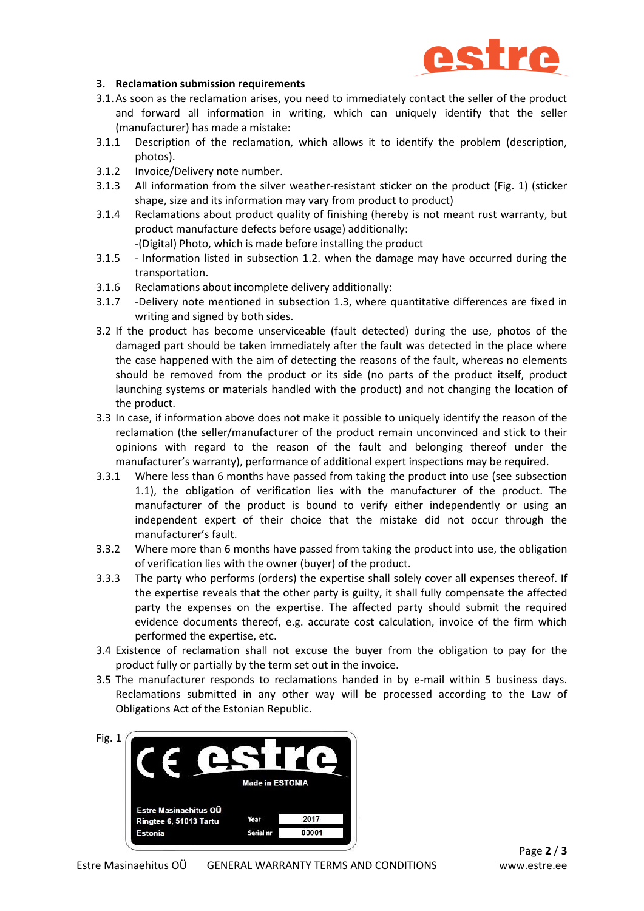## 3. Reclamation submission requirements

3.1. As soon as the reclamation arises, you need to immediately contact the seller of the product and forward all information in writing, which can uniquely identify that the seller (manufacturer) has made a mistake:

3.1.1 Description of the reclamation, which allows it to identify the problem (description, photos).

3.1.2 Invoice/Delivery note number.

3.1.3 All information from the silver weather-resistant sticker on the product (Fig. 1) (sticker shape, size and its information may vary from product to product)

3.1.4 Reclamations about product quality of finishing (hereby is not meant rust warranty, but product manufacture defects before usage) additionally:
-(Digital) Photo, which is made before installing the product

3.1.5 - Information listed in subsection 1.2. when the damage may have occurred during the transportation.

3.1.6 Reclamations about incomplete delivery additionally:

3.1.7 -Delivery note mentioned in subsection 1.3, where quantitative differences are fixed in writing and signed by both sides.

3.2 If the product has become unserviceable (fault detected) during the use, photos of the damaged part should be taken immediately after the fault was detected in the place where the case happened with the aim of detecting the reasons of the fault, whereas no elements should be removed from the product or its side (no parts of the product itself, product launching systems or materials handled with the product) and not changing the location of the product.

3.3 In case, if information above does not make it possible to uniquely identify the reason of the reclamation (the seller/manufacturer of the product remain unconvinced and stick to their opinions with regard to the reason of the fault and belonging thereof under the manufacturer's warranty), performance of additional expert inspections may be required.

3.3.1 Where less than 6 months have passed from taking the product into use (see subsection 1.1), the obligation of verification lies with the manufacturer of the product. The manufacturer of the product is bound to verify either independently or using an independent expert of their choice that the mistake did not occur through the manufacturer's fault.

3.3.2 Where more than 6 months have passed from taking the product into use, the obligation of verification lies with the owner (buyer) of the product.

3.3.3 The party who performs (orders) the expertise shall solely cover all expenses thereof. If the expertise reveals that the other party is guilty, it shall fully compensate the affected party the expenses on the expertise. The affected party should submit the required evidence documents thereof, e.g. accurate cost calculation, invoice of the firm which performed the expertise, etc.

3.4 Existence of reclamation shall not excuse the buyer from the obligation to pay for the product fully or partially by the term set out in the invoice.

3.5 The manufacturer responds to reclamations handed in by e-mail within 5 business days. Reclamations submitted in any other way will be processed according to the Law of Obligations Act of the Estonian Republic.

Fig. 1

CE estre
Made in ESTONIA
Estre Masinaehitus OÜ
Ringtee 6, 51013 Tartu
Estonia
Year 2017
Serial nr 00001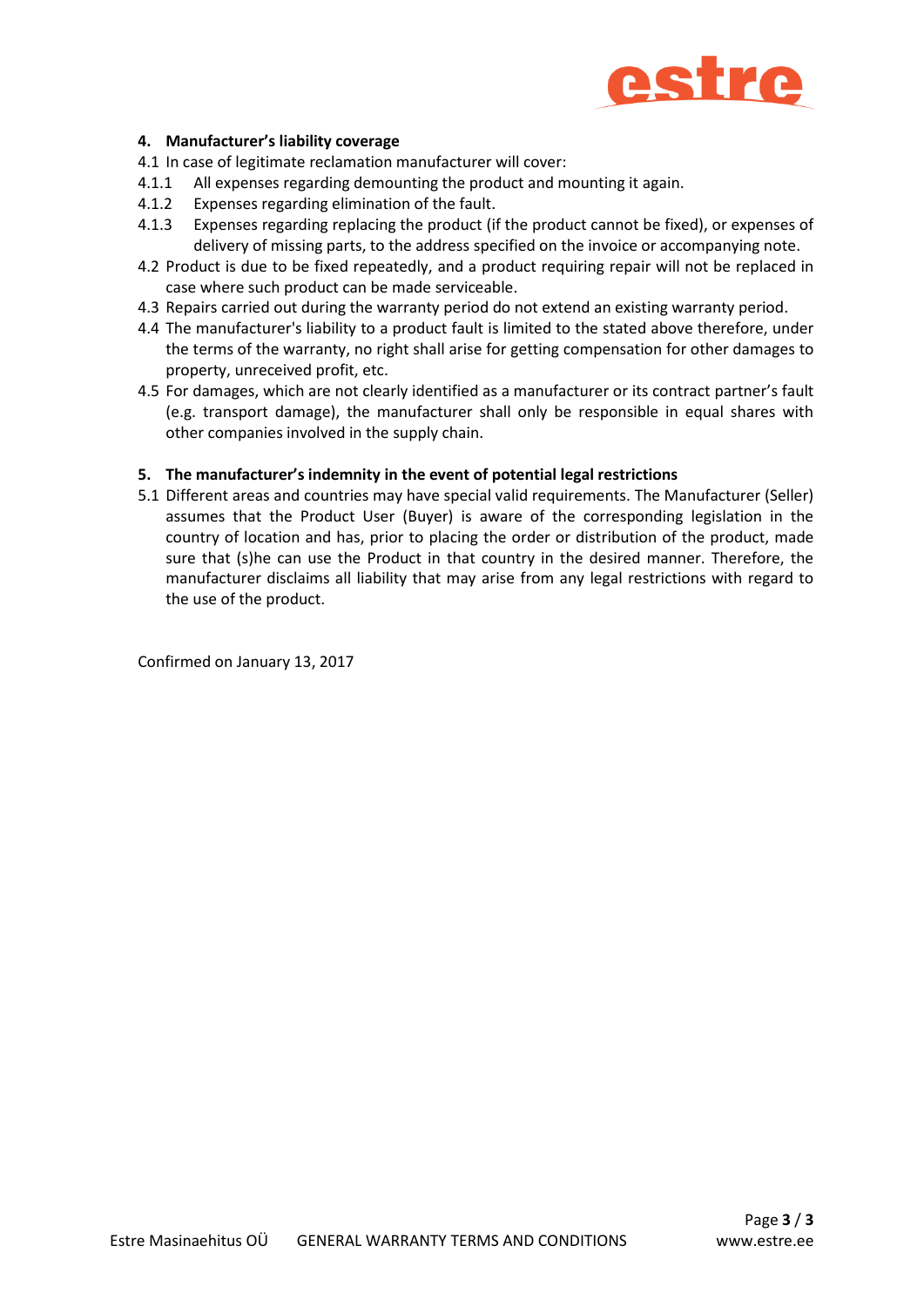## 4. Manufacturer's liability coverage

4.1 In case of legitimate reclamation manufacturer will cover:

4.1.1 All expenses regarding demounting the product and mounting it again.

4.1.2 Expenses regarding elimination of the fault.

4.1.3 Expenses regarding replacing the product (if the product cannot be fixed), or expenses of delivery of missing parts, to the address specified on the invoice or accompanying note.

4.2 Product is due to be fixed repeatedly, and a product requiring repair will not be replaced in case where such product can be made serviceable.

4.3 Repairs carried out during the warranty period do not extend an existing warranty period.

4.4 The manufacturer's liability to a product fault is limited to the stated above therefore, under the terms of the warranty, no right shall arise for getting compensation for other damages to property, unreceived profit, etc.

4.5 For damages, which are not clearly identified as a manufacturer or its contract partner's fault (e.g. transport damage), the manufacturer shall only be responsible in equal shares with other companies involved in the supply chain.

## 5. The manufacturer's indemnity in the event of potential legal restrictions

5.1 Different areas and countries may have special valid requirements. The Manufacturer (Seller) assumes that the Product User (Buyer) is aware of the corresponding legislation in the country of location and has, prior to placing the order or distribution of the product, made sure that (s)he can use the Product in that country in the desired manner. Therefore, the manufacturer disclaims all liability that may arise from any legal restrictions with regard to the use of the product.

Confirmed on January 13, 2017